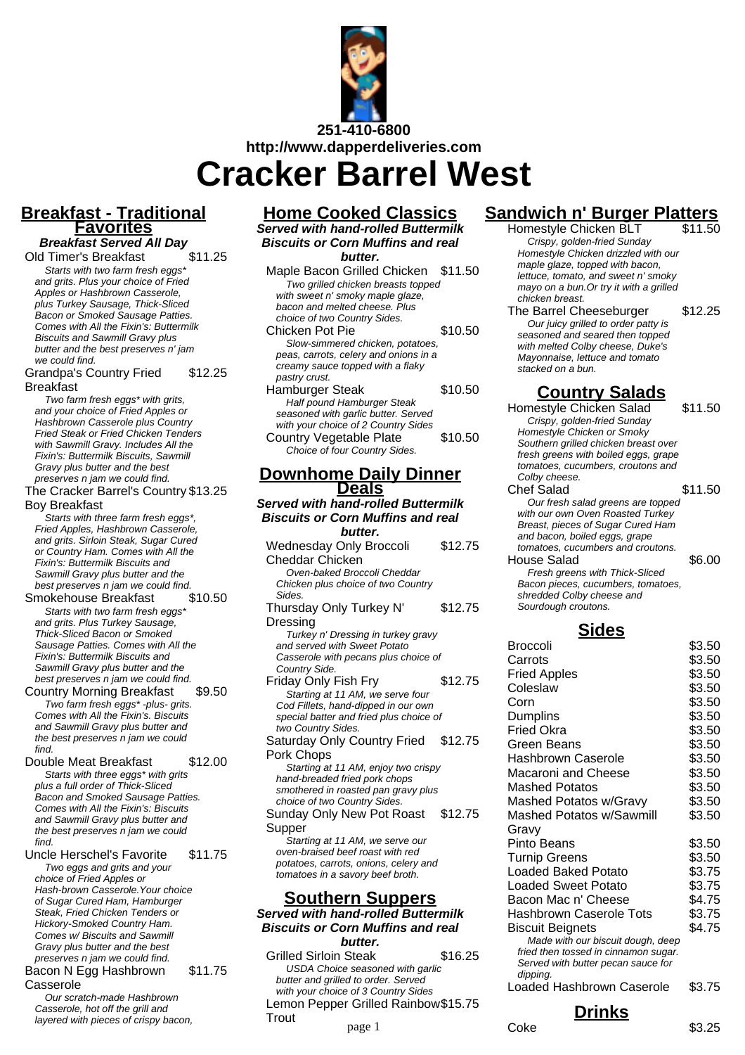251-410-6800

http://www.dapperdeliveries.com

# Cracker Barrel West

## Breakfast - Traditional Favorites

**Breakfast Served All Day**

**Old Timer's Breakfast** — $11.25
*Starts with two farm fresh eggs* and grits. Plus your choice of Fried Apples or Hashbrown Casserole, plus Turkey Sausage, Thick-Sliced Bacon or Smoked Sausage Patties. Comes with All the Fixin's: Buttermilk Biscuits and Sawmill Gravy plus butter and the best preserves n' jam we could find.*

**Grandpa's Country Fried Breakfast** — $12.25
*Two farm fresh eggs* with grits, and your choice of Fried Apples or Hashbrown Casserole plus Country Fried Steak or Fried Chicken Tenders with Sawmill Gravy. Includes All the Fixin's: Buttermilk Biscuits, Sawmill Gravy plus butter and the best preserves n jam we could find.*

**The Cracker Barrel's Country Boy Breakfast** — $13.25
*Starts with three farm fresh eggs*, Fried Apples, Hashbrown Casserole, and grits. Sirloin Steak, Sugar Cured or Country Ham. Comes with All the Fixin's: Buttermilk Biscuits and Sawmill Gravy plus butter and the best preserves n jam we could find.*

**Smokehouse Breakfast** — $10.50
*Starts with two farm fresh eggs* and grits. Plus Turkey Sausage, Thick-Sliced Bacon or Smoked Sausage Patties. Comes with All the Fixin's: Buttermilk Biscuits and Sawmill Gravy plus butter and the best preserves n jam we could find.*

**Country Morning Breakfast** — $9.50
*Two farm fresh eggs* -plus- grits. Comes with All the Fixin's. Biscuits and Sawmill Gravy plus butter and the best preserves n jam we could find.*

**Double Meat Breakfast** — $12.00
*Starts with three eggs* with grits plus a full order of Thick-Sliced Bacon and Smoked Sausage Patties. Comes with All the Fixin's: Biscuits and Sawmill Gravy plus butter and the best preserves n jam we could find.*

**Uncle Herschel's Favorite** — $11.75
*Two eggs and grits and your choice of Fried Apples or Hash-brown Casserole.Your choice of Sugar Cured Ham, Hamburger Steak, Fried Chicken Tenders or Hickory-Smoked Country Ham. Comes w/ Biscuits and Sawmill Gravy plus butter and the best preserves n jam we could find.*

**Bacon N Egg Hashbrown Casserole** — $11.75
*Our scratch-made Hashbrown Casserole, hot off the grill and layered with pieces of crispy bacon,*

## Home Cooked Classics

**Served with hand-rolled Buttermilk Biscuits or Corn Muffins and real butter.**

**Maple Bacon Grilled Chicken** — $11.50
*Two grilled chicken breasts topped with sweet n' smoky maple glaze, bacon and melted cheese. Plus choice of two Country Sides.*

**Chicken Pot Pie** — $10.50
*Slow-simmered chicken, potatoes, peas, carrots, celery and onions in a creamy sauce topped with a flaky pastry crust.*

**Hamburger Steak** — $10.50
*Half pound Hamburger Steak seasoned with garlic butter. Served with your choice of 2 Country Sides*

**Country Vegetable Plate** — $10.50
*Choice of four Country Sides.*

## Downhome Daily Dinner Deals

**Served with hand-rolled Buttermilk Biscuits or Corn Muffins and real butter.**

**Wednesday Only Broccoli Cheddar Chicken** — $12.75
*Oven-baked Broccoli Cheddar Chicken plus choice of two Country Sides.*

**Thursday Only Turkey N' Dressing** — $12.75
*Turkey n' Dressing in turkey gravy and served with Sweet Potato Casserole with pecans plus choice of Country Side.*

**Friday Only Fish Fry** — $12.75
*Starting at 11 AM, we serve four Cod Fillets, hand-dipped in our own special batter and fried plus choice of two Country Sides.*

**Saturday Only Country Fried Pork Chops** — $12.75
*Starting at 11 AM, enjoy two crispy hand-breaded fried pork chops smothered in roasted pan gravy plus choice of two Country Sides.*

**Sunday Only New Pot Roast Supper** — $12.75
*Starting at 11 AM, we serve our oven-braised beef roast with red potatoes, carrots, onions, celery and tomatoes in a savory beef broth.*

## Southern Suppers

**Served with hand-rolled Buttermilk Biscuits or Corn Muffins and real butter.**

**Grilled Sirloin Steak** — $16.25
*USDA Choice seasoned with garlic butter and grilled to order. Served with your choice of 3 Country Sides*

**Lemon Pepper Grilled Rainbow Trout** — $15.75

## Sandwich n' Burger Platters

**Homestyle Chicken BLT** — $11.50
*Crispy, golden-fried Sunday Homestyle Chicken drizzled with our maple glaze, topped with bacon, lettuce, tomato, and sweet n' smoky mayo on a bun.Or try it with a grilled chicken breast.*

**The Barrel Cheeseburger** — $12.25
*Our juicy grilled to order patty is seasoned and seared then topped with melted Colby cheese, Duke's Mayonnaise, lettuce and tomato stacked on a bun.*

## Country Salads

**Homestyle Chicken Salad** — $11.50
*Crispy, golden-fried Sunday Homestyle Chicken or Smoky Southern grilled chicken breast over fresh greens with boiled eggs, grape tomatoes, cucumbers, croutons and Colby cheese.*

**Chef Salad** — $11.50
*Our fresh salad greens are topped with our own Oven Roasted Turkey Breast, pieces of Sugar Cured Ham and bacon, boiled eggs, grape tomatoes, cucumbers and croutons.*

**House Salad** — $6.00
*Fresh greens with Thick-Sliced Bacon pieces, cucumbers, tomatoes, shredded Colby cheese and Sourdough croutons.*

## Sides

| Item | Price |
|---|---|
| Broccoli | $3.50 |
| Carrots | $3.50 |
| Fried Apples | $3.50 |
| Coleslaw | $3.50 |
| Corn | $3.50 |
| Dumplins | $3.50 |
| Fried Okra | $3.50 |
| Green Beans | $3.50 |
| Hashbrown Caserole | $3.50 |
| Macaroni and Cheese | $3.50 |
| Mashed Potatos | $3.50 |
| Mashed Potatos w/Gravy | $3.50 |
| Mashed Potatos w/Sawmill Gravy | $3.50 |
| Pinto Beans | $3.50 |
| Turnip Greens | $3.50 |
| Loaded Baked Potato | $3.75 |
| Loaded Sweet Potato | $3.75 |
| Bacon Mac n' Cheese | $4.75 |
| Hashbrown Caserole Tots | $3.75 |
| Biscuit Beignets | $4.75 |
| Loaded Hashbrown Caserole | $3.75 |

*Biscuit Beignets: Made with our biscuit dough, deep fried then tossed in cinnamon sugar. Served with butter pecan sauce for dipping.*

## Drinks

| Item | Price |
|---|---|
| Coke | $3.25 |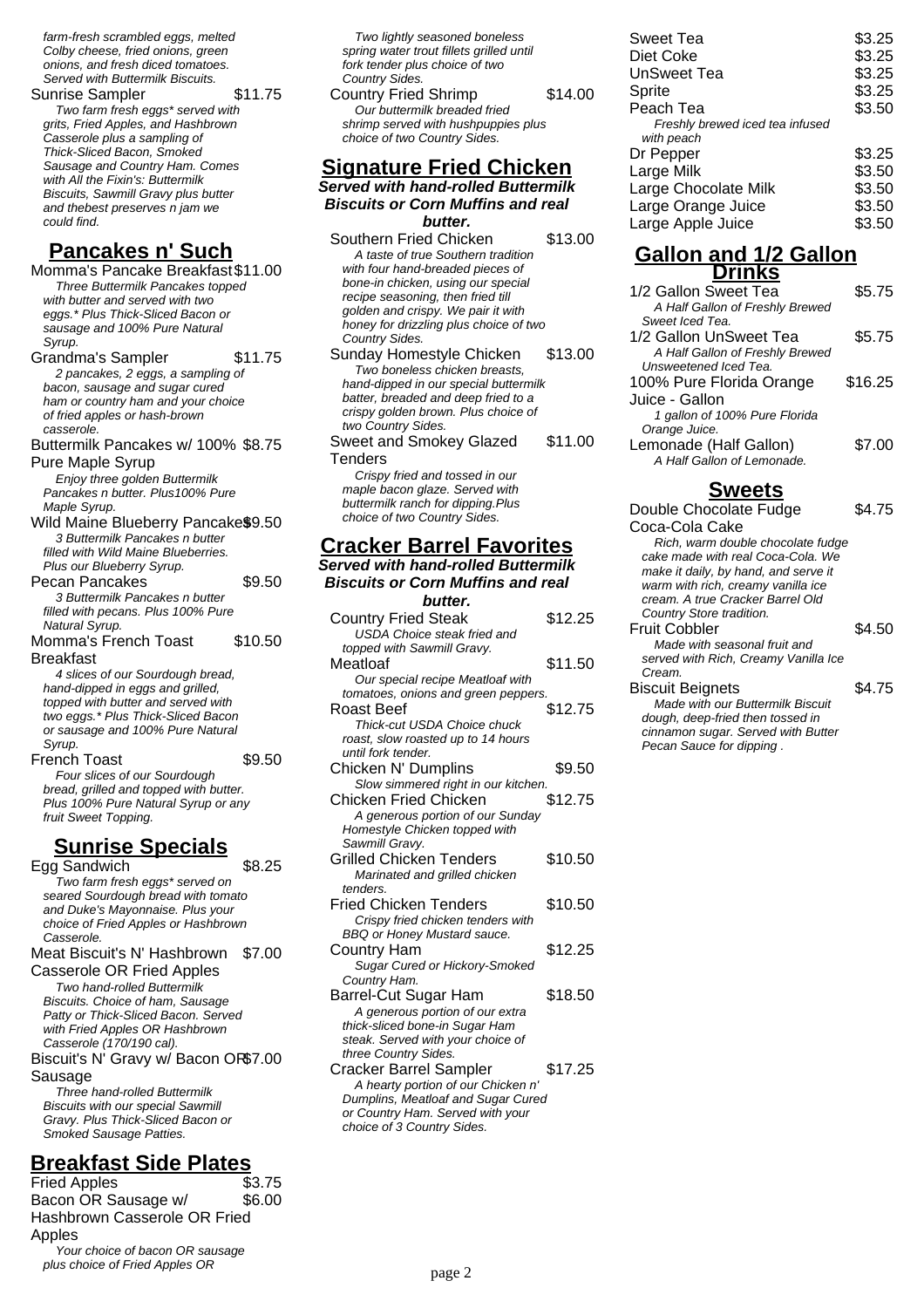*farm-fresh scrambled eggs, melted Colby cheese, fried onions, green onions, and fresh diced tomatoes. Served with Buttermilk Biscuits.*

Sunrise Sampler $11.75

*Two farm fresh eggs* served with grits, Fried Apples, and Hashbrown Casserole plus a sampling of Thick-Sliced Bacon, Smoked Sausage and Country Ham. Comes with All the Fixin's: Buttermilk Biscuits, Sawmill Gravy plus butter and thebest preserves n jam we could find.*

## Pancakes n' Such

Momma's Pancake Breakfast $11.00

*Three Buttermilk Pancakes topped with butter and served with two eggs.* Plus Thick-Sliced Bacon or sausage and 100% Pure Natural Syrup.*

Grandma's Sampler $11.75

*2 pancakes, 2 eggs, a sampling of bacon, sausage and sugar cured ham or country ham and your choice of fried apples or hash-brown casserole.*

Buttermilk Pancakes w/ 100% Pure Maple Syrup $8.75

*Enjoy three golden Buttermilk Pancakes n butter. Plus100% Pure Maple Syrup.*

Wild Maine Blueberry Pancakes $9.50

*3 Buttermilk Pancakes n butter filled with Wild Maine Blueberries. Plus our Blueberry Syrup.*

Pecan Pancakes $9.50

*3 Buttermilk Pancakes n butter filled with pecans. Plus 100% Pure Natural Syrup.*

Momma's French Toast Breakfast $10.50

*4 slices of our Sourdough bread, hand-dipped in eggs and grilled, topped with butter and served with two eggs.* Plus Thick-Sliced Bacon or sausage and 100% Pure Natural Syrup.*

French Toast $9.50

*Four slices of our Sourdough bread, grilled and topped with butter. Plus 100% Pure Natural Syrup or any fruit Sweet Topping.*

## Sunrise Specials

Egg Sandwich $8.25

*Two farm fresh eggs* served on seared Sourdough bread with tomato and Duke's Mayonnaise. Plus your choice of Fried Apples or Hashbrown Casserole.*

Meat Biscuit's N' Hashbrown Casserole OR Fried Apples $7.00

*Two hand-rolled Buttermilk Biscuits. Choice of ham, Sausage Patty or Thick-Sliced Bacon. Served with Fried Apples OR Hashbrown Casserole (170/190 cal).*

Biscuit's N' Gravy w/ Bacon OR Sausage $7.00

*Three hand-rolled Buttermilk Biscuits with our special Sawmill Gravy. Plus Thick-Sliced Bacon or Smoked Sausage Patties.*

## Breakfast Side Plates

Fried Apples $3.75

Bacon OR Sausage w/ Hashbrown Casserole OR Fried Apples $6.00

*Your choice of bacon OR sausage plus choice of Fried Apples OR*

*Two lightly seasoned boneless spring water trout fillets grilled until fork tender plus choice of two Country Sides.*

Country Fried Shrimp $14.00

*Our buttermilk breaded fried shrimp served with hushpuppies plus choice of two Country Sides.*

## Signature Fried Chicken

***Served with hand-rolled Buttermilk Biscuits or Corn Muffins and real butter.***

Southern Fried Chicken $13.00

*A taste of true Southern tradition with four hand-breaded pieces of bone-in chicken, using our special recipe seasoning, then fried till golden and crispy. We pair it with honey for drizzling plus choice of two Country Sides.*

Sunday Homestyle Chicken $13.00

*Two boneless chicken breasts, hand-dipped in our special buttermilk batter, breaded and deep fried to a crispy golden brown. Plus choice of two Country Sides.*

Sweet and Smokey Glazed Tenders $11.00

*Crispy fried and tossed in our maple bacon glaze. Served with buttermilk ranch for dipping.Plus choice of two Country Sides.*

## Cracker Barrel Favorites

***Served with hand-rolled Buttermilk Biscuits or Corn Muffins and real butter.***

Country Fried Steak $12.25

*USDA Choice steak fried and topped with Sawmill Gravy.*

Meatloaf $11.50

*Our special recipe Meatloaf with tomatoes, onions and green peppers.*

Roast Beef $12.75

*Thick-cut USDA Choice chuck roast, slow roasted up to 14 hours until fork tender.*

Chicken N' Dumplins $9.50

*Slow simmered right in our kitchen.*

Chicken Fried Chicken $12.75

*A generous portion of our Sunday Homestyle Chicken topped with Sawmill Gravy.*

Grilled Chicken Tenders $10.50

*Marinated and grilled chicken tenders.*

Fried Chicken Tenders $10.50

*Crispy fried chicken tenders with BBQ or Honey Mustard sauce.*

Country Ham $12.25

*Sugar Cured or Hickory-Smoked Country Ham.*

Barrel-Cut Sugar Ham $18.50

*A generous portion of our extra thick-sliced bone-in Sugar Ham steak. Served with your choice of three Country Sides.*

Cracker Barrel Sampler $17.25

*A hearty portion of our Chicken n' Dumplins, Meatloaf and Sugar Cured or Country Ham. Served with your choice of 3 Country Sides.*

| | |
|---|---|
| Sweet Tea | $3.25 |
| Diet Coke | $3.25 |
| UnSweet Tea | $3.25 |
| Sprite | $3.25 |
| Peach Tea | $3.50 |

*Freshly brewed iced tea infused with peach*

| | |
|---|---|
| Dr Pepper | $3.25 |
| Large Milk | $3.50 |
| Large Chocolate Milk | $3.50 |
| Large Orange Juice | $3.50 |
| Large Apple Juice | $3.50 |

## Gallon and 1/2 Gallon Drinks

1/2 Gallon Sweet Tea $5.75

*A Half Gallon of Freshly Brewed Sweet Iced Tea.*

1/2 Gallon UnSweet Tea $5.75

*A Half Gallon of Freshly Brewed Unsweetened Iced Tea.*

100% Pure Florida Orange Juice - Gallon $16.25

*1 gallon of 100% Pure Florida Orange Juice.*

Lemonade (Half Gallon) $7.00

*A Half Gallon of Lemonade.*

## Sweets

Double Chocolate Fudge Coca-Cola Cake $4.75

*Rich, warm double chocolate fudge cake made with real Coca-Cola. We make it daily, by hand, and serve it warm with rich, creamy vanilla ice cream. A true Cracker Barrel Old Country Store tradition.*

Fruit Cobbler $4.50

*Made with seasonal fruit and served with Rich, Creamy Vanilla Ice Cream.*

Biscuit Beignets $4.75

*Made with our Buttermilk Biscuit dough, deep-fried then tossed in cinnamon sugar. Served with Butter Pecan Sauce for dipping .*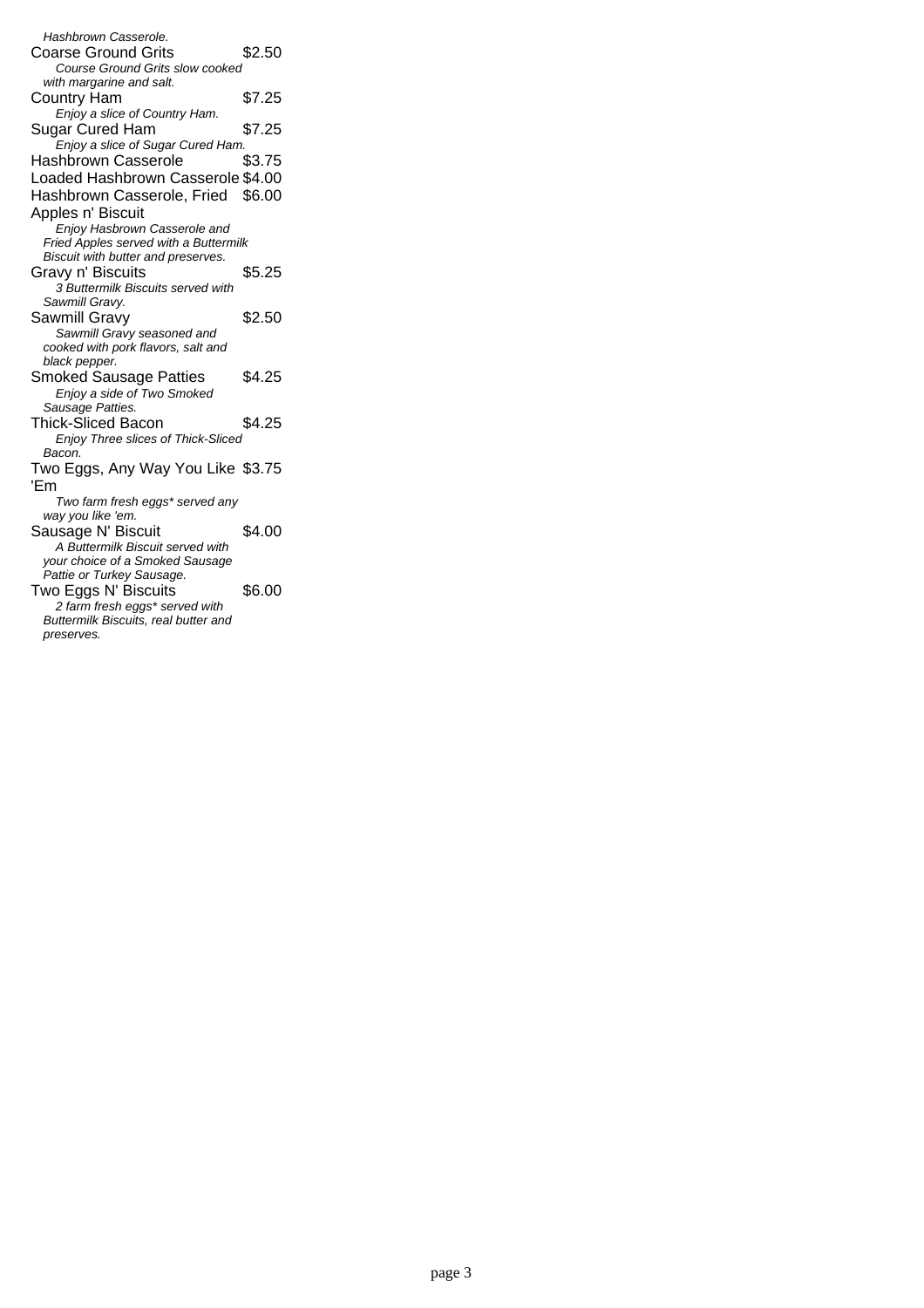*Hashbrown Casserole.*

**Coarse Ground Grits** $2.50

*Course Ground Grits slow cooked with margarine and salt.*

**Country Ham** $7.25

*Enjoy a slice of Country Ham.*

**Sugar Cured Ham** $7.25

*Enjoy a slice of Sugar Cured Ham.*

**Hashbrown Casserole** $3.75

**Loaded Hashbrown Casserole** $4.00

**Hashbrown Casserole, Fried Apples n' Biscuit** $6.00

*Enjoy Hasbrown Casserole and Fried Apples served with a Buttermilk Biscuit with butter and preserves.*

**Gravy n' Biscuits** $5.25

*3 Buttermilk Biscuits served with Sawmill Gravy.*

**Sawmill Gravy** $2.50

*Sawmill Gravy seasoned and cooked with pork flavors, salt and black pepper.*

**Smoked Sausage Patties** $4.25

*Enjoy a side of Two Smoked Sausage Patties.*

**Thick-Sliced Bacon** $4.25

*Enjoy Three slices of Thick-Sliced Bacon.*

**Two Eggs, Any Way You Like 'Em** $3.75

*Two farm fresh eggs* served any way you like 'em.*

**Sausage N' Biscuit** $4.00

*A Buttermilk Biscuit served with your choice of a Smoked Sausage Pattie or Turkey Sausage.*

**Two Eggs N' Biscuits** $6.00

*2 farm fresh eggs* served with Buttermilk Biscuits, real butter and preserves.*